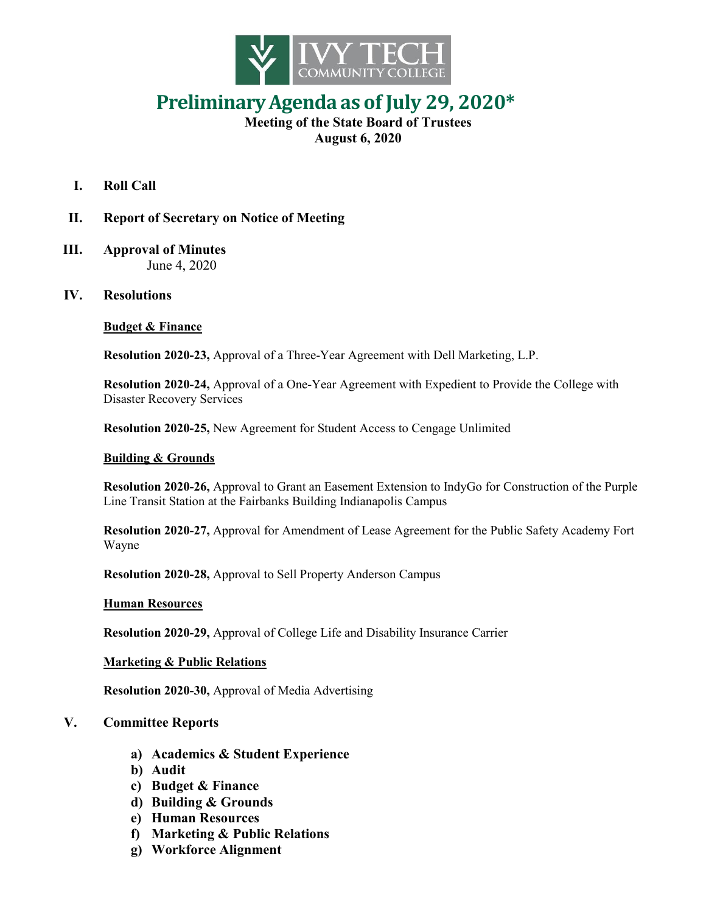IVY TECH COMMUNITY COLLEGE

# Preliminary Agenda as of July 29, 2020*

**Meeting of the State Board of Trustees**
**August 6, 2020**

**I. Roll Call**

**II. Report of Secretary on Notice of Meeting**

**III. Approval of Minutes**
June 4, 2020

**IV. Resolutions**

**Budget & Finance**

**Resolution 2020-23,** Approval of a Three-Year Agreement with Dell Marketing, L.P.

**Resolution 2020-24,** Approval of a One-Year Agreement with Expedient to Provide the College with Disaster Recovery Services

**Resolution 2020-25,** New Agreement for Student Access to Cengage Unlimited

**Building & Grounds**

**Resolution 2020-26,** Approval to Grant an Easement Extension to IndyGo for Construction of the Purple Line Transit Station at the Fairbanks Building Indianapolis Campus

**Resolution 2020-27,** Approval for Amendment of Lease Agreement for the Public Safety Academy Fort Wayne

**Resolution 2020-28,** Approval to Sell Property Anderson Campus

**Human Resources**

**Resolution 2020-29,** Approval of College Life and Disability Insurance Carrier

**Marketing & Public Relations**

**Resolution 2020-30,** Approval of Media Advertising

**V. Committee Reports**

- **a) Academics & Student Experience**
- **b) Audit**
- **c) Budget & Finance**
- **d) Building & Grounds**
- **e) Human Resources**
- **f) Marketing & Public Relations**
- **g) Workforce Alignment**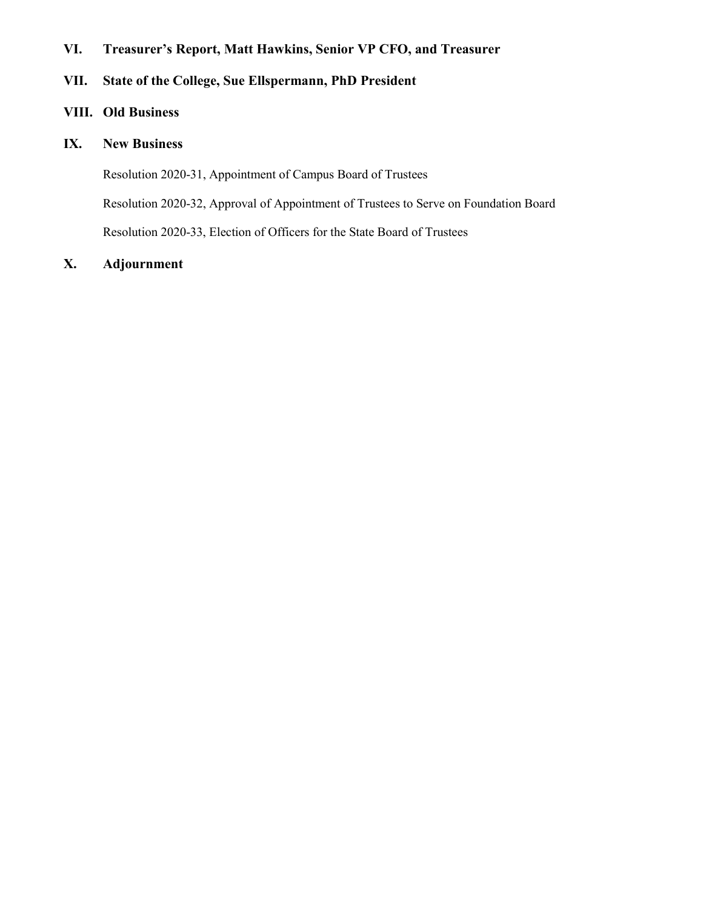**VI. Treasurer's Report, Matt Hawkins, Senior VP CFO, and Treasurer**

**VII. State of the College, Sue Ellspermann, PhD President**

**VIII. Old Business**

**IX. New Business**

Resolution 2020-31, Appointment of Campus Board of Trustees

Resolution 2020-32, Approval of Appointment of Trustees to Serve on Foundation Board

Resolution 2020-33, Election of Officers for the State Board of Trustees

**X. Adjournment**